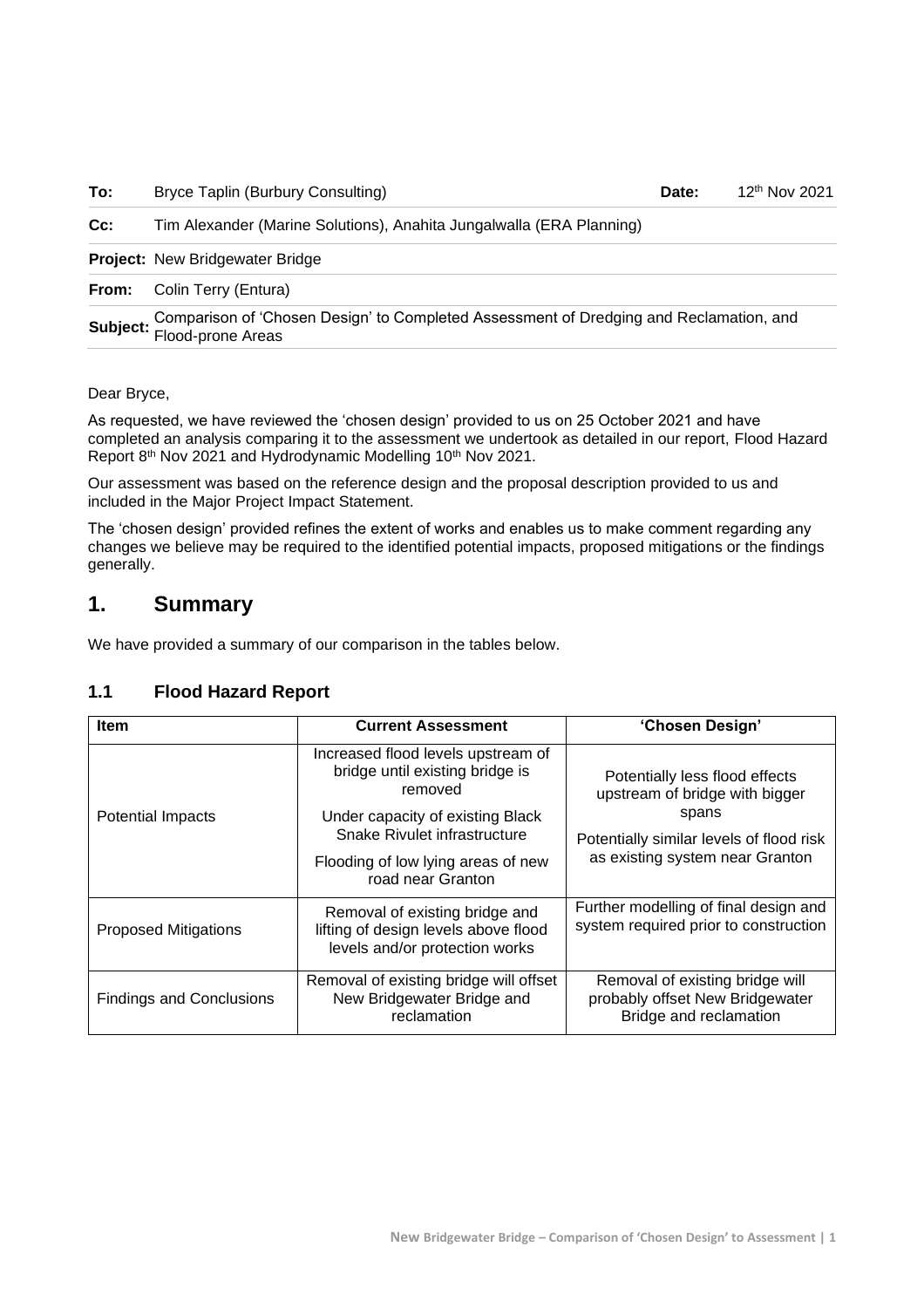| **To:** | Bryce Taplin (Burbury Consulting) | **Date:** | 12th Nov 2021 |
|---|---|---|---|
| **Cc:** | Tim Alexander (Marine Solutions), Anahita Jungalwalla (ERA Planning) | | |
| **Project:** | New Bridgewater Bridge | | |
| **From:** | Colin Terry (Entura) | | |
| **Subject:** | Comparison of 'Chosen Design' to Completed Assessment of Dredging and Reclamation, and Flood-prone Areas | | |

Dear Bryce,

As requested, we have reviewed the 'chosen design' provided to us on 25 October 2021 and have completed an analysis comparing it to the assessment we undertook as detailed in our report, Flood Hazard Report 8th Nov 2021 and Hydrodynamic Modelling 10th Nov 2021.

Our assessment was based on the reference design and the proposal description provided to us and included in the Major Project Impact Statement.

The 'chosen design' provided refines the extent of works and enables us to make comment regarding any changes we believe may be required to the identified potential impacts, proposed mitigations or the findings generally.

# 1. Summary

We have provided a summary of our comparison in the tables below.

## 1.1 Flood Hazard Report

| Item | Current Assessment | 'Chosen Design' |
|---|---|---|
| Potential Impacts | Increased flood levels upstream of bridge until existing bridge is removed<br><br>Under capacity of existing Black Snake Rivulet infrastructure<br><br>Flooding of low lying areas of new road near Granton | Potentially less flood effects upstream of bridge with bigger spans<br><br>Potentially similar levels of flood risk as existing system near Granton |
| Proposed Mitigations | Removal of existing bridge and lifting of design levels above flood levels and/or protection works | Further modelling of final design and system required prior to construction |
| Findings and Conclusions | Removal of existing bridge will offset New Bridgewater Bridge and reclamation | Removal of existing bridge will probably offset New Bridgewater Bridge and reclamation |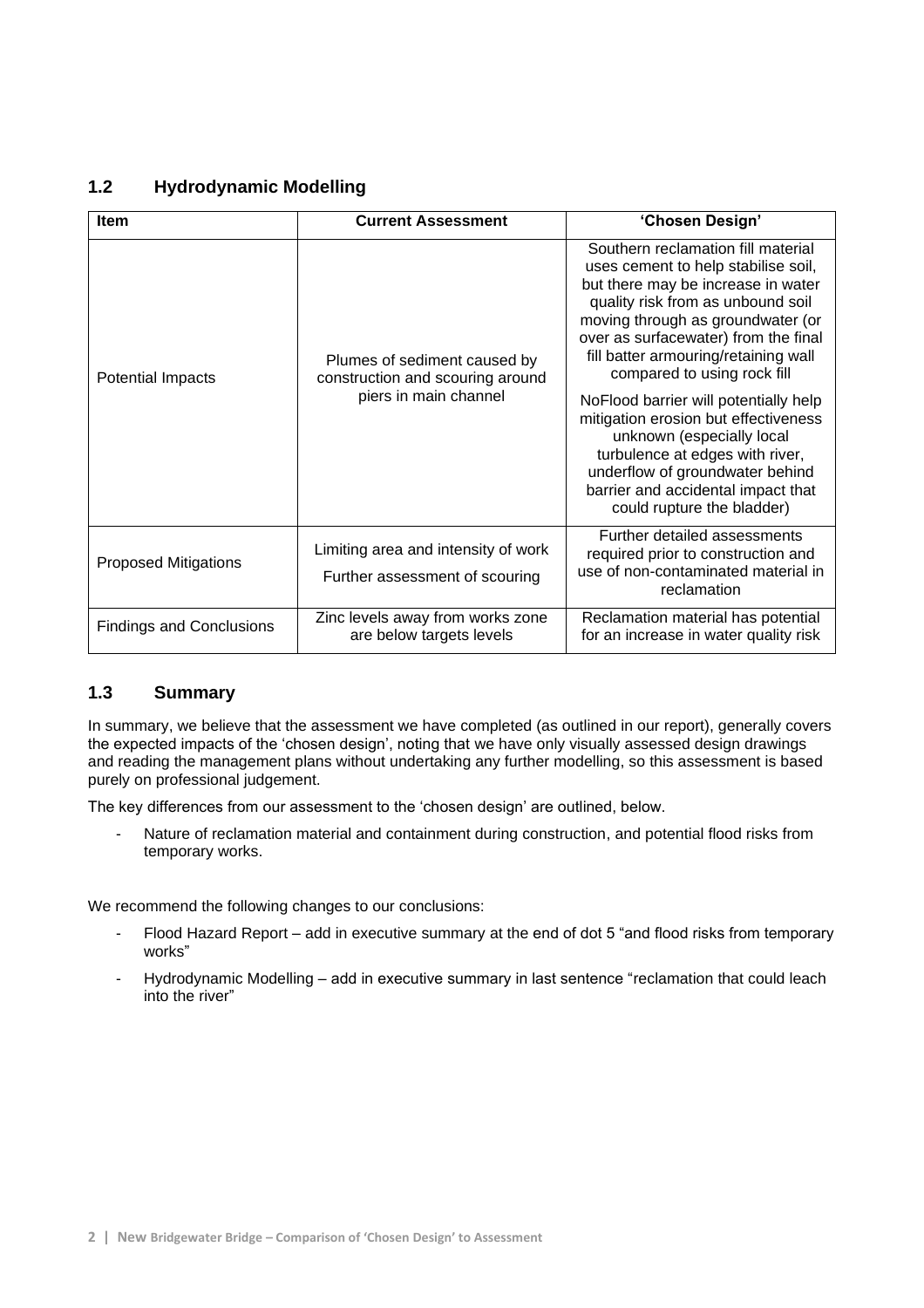## 1.2 Hydrodynamic Modelling

| Item | Current Assessment | 'Chosen Design' |
|---|---|---|
| Potential Impacts | Plumes of sediment caused by construction and scouring around piers in main channel | Southern reclamation fill material uses cement to help stabilise soil, but there may be increase in water quality risk from as unbound soil moving through as groundwater (or over as surfacewater) from the final fill batter armouring/retaining wall compared to using rock fill<br><br>NoFlood barrier will potentially help mitigation erosion but effectiveness unknown (especially local turbulence at edges with river, underflow of groundwater behind barrier and accidental impact that could rupture the bladder) |
| Proposed Mitigations | Limiting area and intensity of work<br><br>Further assessment of scouring | Further detailed assessments required prior to construction and use of non-contaminated material in reclamation |
| Findings and Conclusions | Zinc levels away from works zone are below targets levels | Reclamation material has potential for an increase in water quality risk |

## 1.3 Summary

In summary, we believe that the assessment we have completed (as outlined in our report), generally covers the expected impacts of the 'chosen design', noting that we have only visually assessed design drawings and reading the management plans without undertaking any further modelling, so this assessment is based purely on professional judgement.

The key differences from our assessment to the 'chosen design' are outlined, below.

- Nature of reclamation material and containment during construction, and potential flood risks from temporary works.

We recommend the following changes to our conclusions:

- Flood Hazard Report – add in executive summary at the end of dot 5 "and flood risks from temporary works"
- Hydrodynamic Modelling – add in executive summary in last sentence "reclamation that could leach into the river"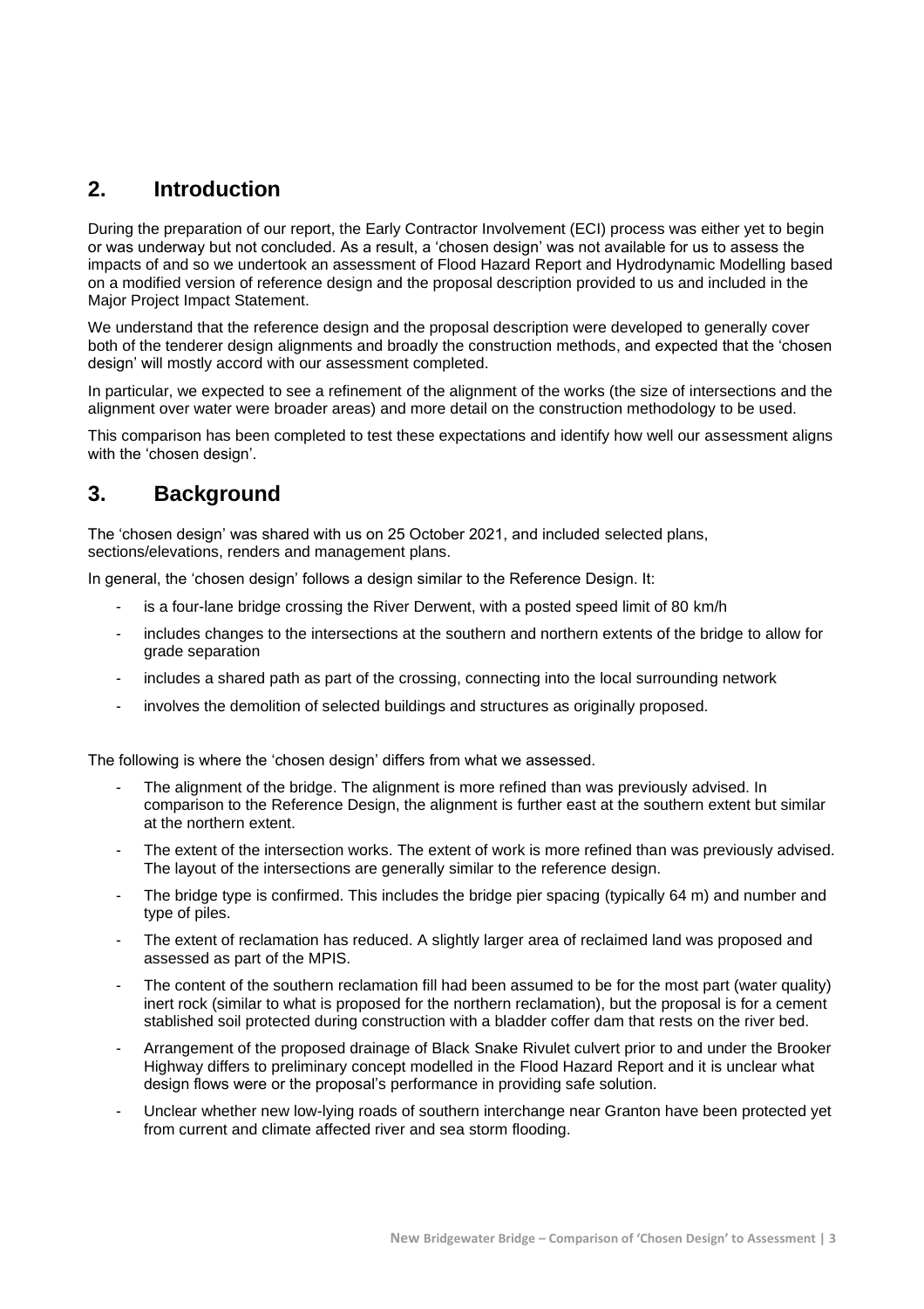## 2. Introduction

During the preparation of our report, the Early Contractor Involvement (ECI) process was either yet to begin or was underway but not concluded. As a result, a 'chosen design' was not available for us to assess the impacts of and so we undertook an assessment of Flood Hazard Report and Hydrodynamic Modelling based on a modified version of reference design and the proposal description provided to us and included in the Major Project Impact Statement.

We understand that the reference design and the proposal description were developed to generally cover both of the tenderer design alignments and broadly the construction methods, and expected that the 'chosen design' will mostly accord with our assessment completed.

In particular, we expected to see a refinement of the alignment of the works (the size of intersections and the alignment over water were broader areas) and more detail on the construction methodology to be used.

This comparison has been completed to test these expectations and identify how well our assessment aligns with the 'chosen design'.

## 3. Background

The 'chosen design' was shared with us on 25 October 2021, and included selected plans, sections/elevations, renders and management plans.

In general, the 'chosen design' follows a design similar to the Reference Design. It:

- is a four-lane bridge crossing the River Derwent, with a posted speed limit of 80 km/h
- includes changes to the intersections at the southern and northern extents of the bridge to allow for grade separation
- includes a shared path as part of the crossing, connecting into the local surrounding network
- involves the demolition of selected buildings and structures as originally proposed.

The following is where the 'chosen design' differs from what we assessed.

- The alignment of the bridge. The alignment is more refined than was previously advised. In comparison to the Reference Design, the alignment is further east at the southern extent but similar at the northern extent.
- The extent of the intersection works. The extent of work is more refined than was previously advised. The layout of the intersections are generally similar to the reference design.
- The bridge type is confirmed. This includes the bridge pier spacing (typically 64 m) and number and type of piles.
- The extent of reclamation has reduced. A slightly larger area of reclaimed land was proposed and assessed as part of the MPIS.
- The content of the southern reclamation fill had been assumed to be for the most part (water quality) inert rock (similar to what is proposed for the northern reclamation), but the proposal is for a cement stablished soil protected during construction with a bladder coffer dam that rests on the river bed.
- Arrangement of the proposed drainage of Black Snake Rivulet culvert prior to and under the Brooker Highway differs to preliminary concept modelled in the Flood Hazard Report and it is unclear what design flows were or the proposal's performance in providing safe solution.
- Unclear whether new low-lying roads of southern interchange near Granton have been protected yet from current and climate affected river and sea storm flooding.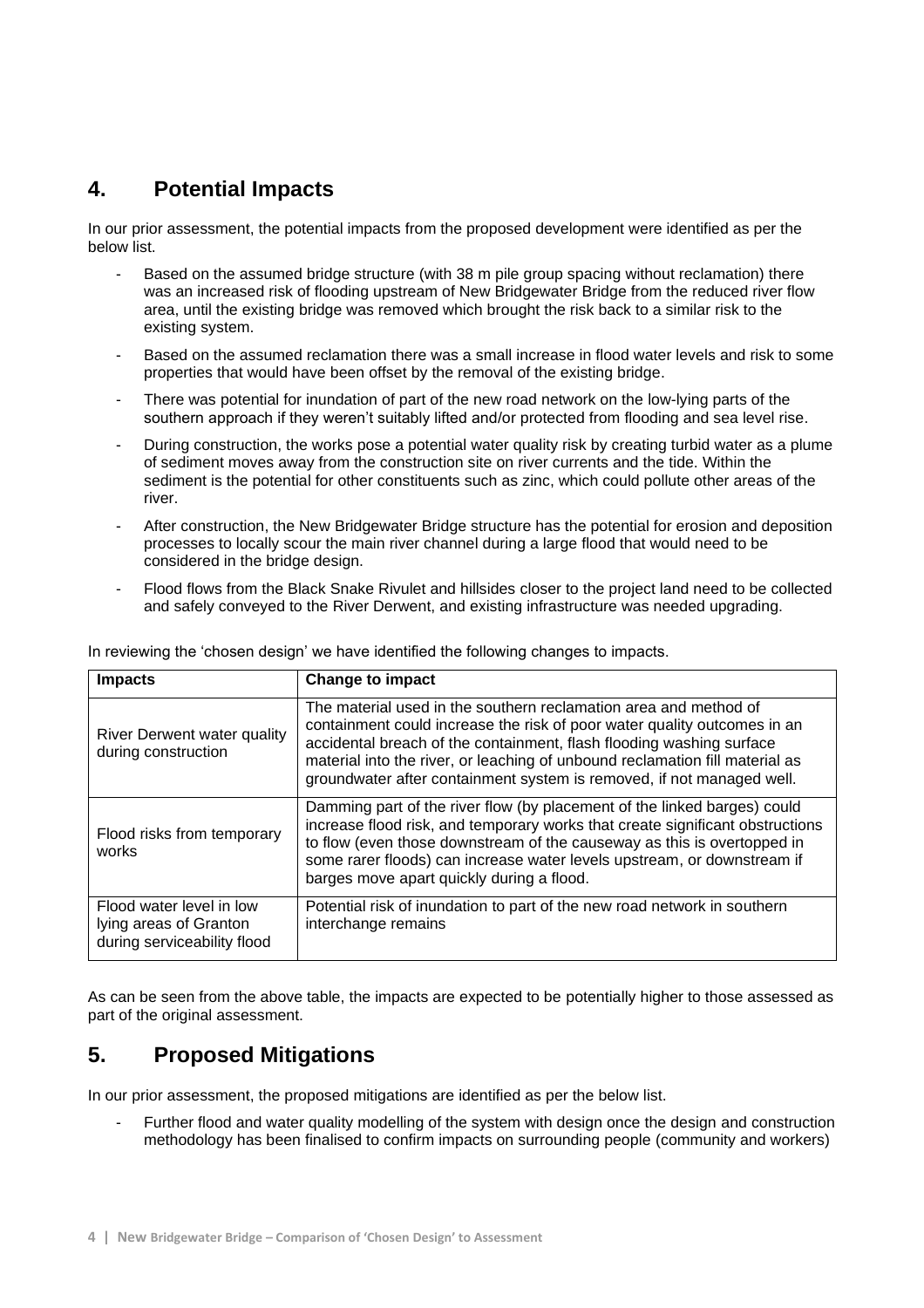## 4. Potential Impacts

In our prior assessment, the potential impacts from the proposed development were identified as per the below list.

- Based on the assumed bridge structure (with 38 m pile group spacing without reclamation) there was an increased risk of flooding upstream of New Bridgewater Bridge from the reduced river flow area, until the existing bridge was removed which brought the risk back to a similar risk to the existing system.
- Based on the assumed reclamation there was a small increase in flood water levels and risk to some properties that would have been offset by the removal of the existing bridge.
- There was potential for inundation of part of the new road network on the low-lying parts of the southern approach if they weren't suitably lifted and/or protected from flooding and sea level rise.
- During construction, the works pose a potential water quality risk by creating turbid water as a plume of sediment moves away from the construction site on river currents and the tide. Within the sediment is the potential for other constituents such as zinc, which could pollute other areas of the river.
- After construction, the New Bridgewater Bridge structure has the potential for erosion and deposition processes to locally scour the main river channel during a large flood that would need to be considered in the bridge design.
- Flood flows from the Black Snake Rivulet and hillsides closer to the project land need to be collected and safely conveyed to the River Derwent, and existing infrastructure was needed upgrading.

In reviewing the 'chosen design' we have identified the following changes to impacts.

| Impacts | Change to impact |
|---|---|
| River Derwent water quality during construction | The material used in the southern reclamation area and method of containment could increase the risk of poor water quality outcomes in an accidental breach of the containment, flash flooding washing surface material into the river, or leaching of unbound reclamation fill material as groundwater after containment system is removed, if not managed well. |
| Flood risks from temporary works | Damming part of the river flow (by placement of the linked barges) could increase flood risk, and temporary works that create significant obstructions to flow (even those downstream of the causeway as this is overtopped in some rarer floods) can increase water levels upstream, or downstream if barges move apart quickly during a flood. |
| Flood water level in low lying areas of Granton during serviceability flood | Potential risk of inundation to part of the new road network in southern interchange remains |

As can be seen from the above table, the impacts are expected to be potentially higher to those assessed as part of the original assessment.

## 5. Proposed Mitigations

In our prior assessment, the proposed mitigations are identified as per the below list.

- Further flood and water quality modelling of the system with design once the design and construction methodology has been finalised to confirm impacts on surrounding people (community and workers)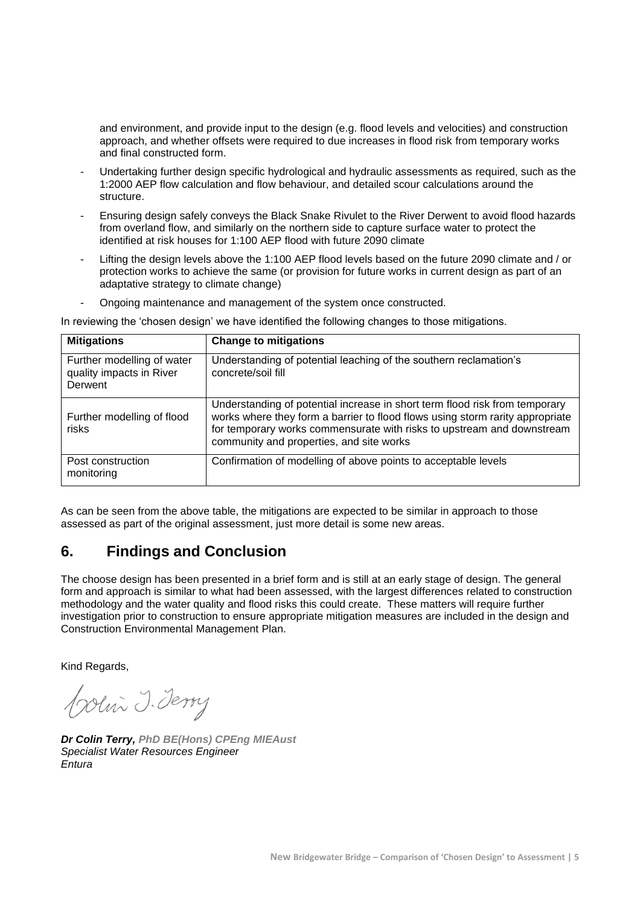and environment, and provide input to the design (e.g. flood levels and velocities) and construction approach, and whether offsets were required to due increases in flood risk from temporary works and final constructed form.

- Undertaking further design specific hydrological and hydraulic assessments as required, such as the 1:2000 AEP flow calculation and flow behaviour, and detailed scour calculations around the structure.
- Ensuring design safely conveys the Black Snake Rivulet to the River Derwent to avoid flood hazards from overland flow, and similarly on the northern side to capture surface water to protect the identified at risk houses for 1:100 AEP flood with future 2090 climate
- Lifting the design levels above the 1:100 AEP flood levels based on the future 2090 climate and / or protection works to achieve the same (or provision for future works in current design as part of an adaptative strategy to climate change)
- Ongoing maintenance and management of the system once constructed.

In reviewing the 'chosen design' we have identified the following changes to those mitigations.

| Mitigations | Change to mitigations |
|---|---|
| Further modelling of water quality impacts in River Derwent | Understanding of potential leaching of the southern reclamation's concrete/soil fill |
| Further modelling of flood risks | Understanding of potential increase in short term flood risk from temporary works where they form a barrier to flood flows using storm rarity appropriate for temporary works commensurate with risks to upstream and downstream community and properties, and site works |
| Post construction monitoring | Confirmation of modelling of above points to acceptable levels |

As can be seen from the above table, the mitigations are expected to be similar in approach to those assessed as part of the original assessment, just more detail is some new areas.

## 6. Findings and Conclusion

The choose design has been presented in a brief form and is still at an early stage of design. The general form and approach is similar to what had been assessed, with the largest differences related to construction methodology and the water quality and flood risks this could create. These matters will require further investigation prior to construction to ensure appropriate mitigation measures are included in the design and Construction Environmental Management Plan.

Kind Regards,

Colin J. Terry

***Dr Colin Terry,*** ***PhD BE(Hons) CPEng MIEAust***
*Specialist Water Resources Engineer*
*Entura*